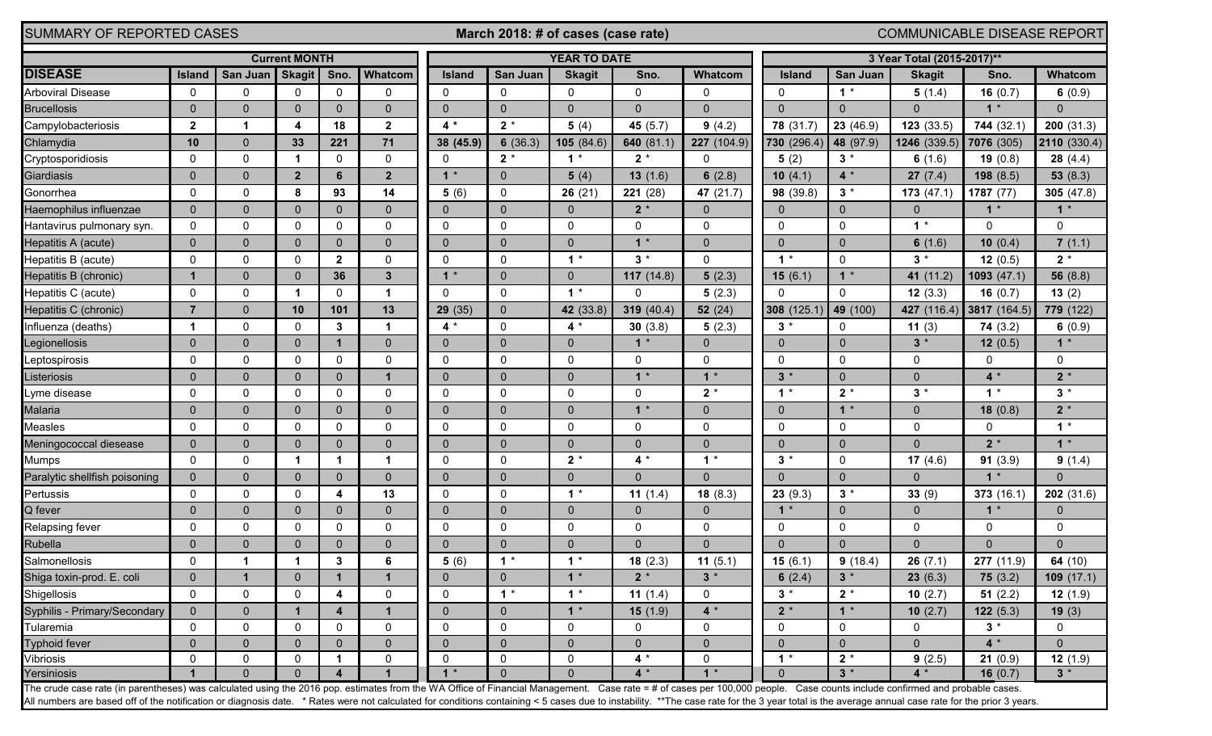SUMMARY OF REPORTED CASES | **March 2018: # of cases (case rate)** | COMMUNICABLE DISEASE REPORT

| | Current MONTH | | | | | YEAR TO DATE | | | | | 3 Year Total (2015-2017)** | | | | |
|---|---|---|---|---|---|---|---|---|---|---|---|---|---|---|---|
| **DISEASE** | **Island** | **San Juan** | **Skagit** | **Sno.** | **Whatcom** | **Island** | **San Juan** | **Skagit** | **Sno.** | **Whatcom** | **Island** | **San Juan** | **Skagit** | **Sno.** | **Whatcom** |
| Arboviral Disease | 0 | 0 | 0 | 0 | 0 | 0 | 0 | 0 | 0 | 0 | 0 | **1** * | **5** (1.4) | **16** (0.7) | **6** (0.9) |
| Brucellosis | 0 | 0 | 0 | 0 | 0 | 0 | 0 | 0 | 0 | 0 | 0 | 0 | 0 | **1** * | 0 |
| Campylobacteriosis | **2** | **1** | **4** | **18** | **2** | **4** * | **2** * | **5** (4) | **45** (5.7) | **9** (4.2) | **78** (31.7) | **23** (46.9) | **123** (33.5) | **744** (32.1) | **200** (31.3) |
| Chlamydia | **10** | 0 | **33** | **221** | **71** | **38 (45.9)** | **6** (36.3) | **105** (84.6) | **640** (81.1) | **227** (104.9) | **730** (296.4) | **48** (97.9) | **1246** (339.5) | **7076** (305) | **2110** (330.4) |
| Cryptosporidiosis | 0 | 0 | **1** | 0 | 0 | 0 | **2** * | **1** * | **2** * | 0 | **5** (2) | **3** * | **6** (1.6) | **19** (0.8) | **28** (4.4) |
| Giardiasis | 0 | 0 | **2** | **6** | **2** | **1** * | 0 | **5** (4) | **13** (1.6) | **6** (2.8) | **10** (4.1) | **4** * | **27** (7.4) | **198** (8.5) | **53** (8.3) |
| Gonorrhea | 0 | 0 | **8** | **93** | **14** | **5** (6) | 0 | **26** (21) | **221** (28) | **47** (21.7) | **98** (39.8) | **3** * | **173** (47.1) | **1787** (77) | **305** (47.8) |
| Haemophilus influenzae | 0 | 0 | 0 | 0 | 0 | 0 | 0 | 0 | **2** * | 0 | 0 | 0 | 0 | **1** * | **1** * |
| Hantavirus pulmonary syn. | 0 | 0 | 0 | 0 | 0 | 0 | 0 | 0 | 0 | 0 | 0 | 0 | **1** * | 0 | 0 |
| Hepatitis A (acute) | 0 | 0 | 0 | 0 | 0 | 0 | 0 | 0 | **1** * | 0 | 0 | 0 | **6** (1.6) | **10** (0.4) | **7** (1.1) |
| Hepatitis B (acute) | 0 | 0 | 0 | **2** | 0 | 0 | 0 | **1** * | **3** * | 0 | **1** * | 0 | **3** * | **12** (0.5) | **2** * |
| Hepatitis B (chronic) | **1** | 0 | 0 | **36** | **3** | **1** * | 0 | 0 | **117** (14.8) | **5** (2.3) | **15** (6.1) | **1** * | **41** (11.2) | **1093** (47.1) | **56** (8.8) |
| Hepatitis C (acute) | 0 | 0 | **1** | 0 | **1** | 0 | 0 | **1** * | 0 | **5** (2.3) | 0 | 0 | **12** (3.3) | **16** (0.7) | **13** (2) |
| Hepatitis C (chronic) | **7** | 0 | **10** | **101** | **13** | **29** (35) | 0 | **42** (33.8) | **319** (40.4) | **52** (24) | **308** (125.1) | **49** (100) | **427** (116.4) | **3817** (164.5) | **779** (122) |
| Influenza (deaths) | **1** | 0 | 0 | **3** | **1** | **4** * | 0 | **4** * | **30** (3.8) | **5** (2.3) | **3** * | 0 | **11** (3) | **74** (3.2) | **6** (0.9) |
| Legionellosis | 0 | 0 | 0 | **1** | 0 | 0 | 0 | 0 | **1** * | 0 | 0 | 0 | **3** * | **12** (0.5) | **1** * |
| Leptospirosis | 0 | 0 | 0 | 0 | 0 | 0 | 0 | 0 | 0 | 0 | 0 | 0 | 0 | 0 | 0 |
| Listeriosis | 0 | 0 | 0 | 0 | **1** | 0 | 0 | 0 | **1** * | **1** * | **3** * | 0 | 0 | **4** * | **2** * |
| Lyme disease | 0 | 0 | 0 | 0 | 0 | 0 | 0 | 0 | 0 | **2** * | **1** * | **2** * | **3** * | **1** * | **3** * |
| Malaria | 0 | 0 | 0 | 0 | 0 | 0 | 0 | 0 | **1** * | 0 | 0 | **1** * | 0 | **18** (0.8) | **2** * |
| Measles | 0 | 0 | 0 | 0 | 0 | 0 | 0 | 0 | 0 | 0 | 0 | 0 | 0 | 0 | **1** * |
| Meningococcal diesease | 0 | 0 | 0 | 0 | 0 | 0 | 0 | 0 | 0 | 0 | 0 | 0 | 0 | **2** * | **1** * |
| Mumps | 0 | 0 | **1** | **1** | **1** | 0 | 0 | **2** * | **4** * | **1** * | **3** * | 0 | **17** (4.6) | **91** (3.9) | **9** (1.4) |
| Paralytic shellfish poisoning | 0 | 0 | 0 | 0 | 0 | 0 | 0 | 0 | 0 | 0 | 0 | 0 | 0 | **1** * | 0 |
| Pertussis | 0 | 0 | 0 | **4** | **13** | 0 | 0 | **1** * | **11** (1.4) | **18** (8.3) | **23** (9.3) | **3** * | **33** (9) | **373** (16.1) | **202** (31.6) |
| Q fever | 0 | 0 | 0 | 0 | 0 | 0 | 0 | 0 | 0 | 0 | **1** * | 0 | 0 | **1** * | 0 |
| Relapsing fever | 0 | 0 | 0 | 0 | 0 | 0 | 0 | 0 | 0 | 0 | 0 | 0 | 0 | 0 | 0 |
| Rubella | 0 | 0 | 0 | 0 | 0 | 0 | 0 | 0 | 0 | 0 | 0 | 0 | 0 | 0 | 0 |
| Salmonellosis | 0 | **1** | **1** | **3** | **6** | **5** (6) | **1** * | **1** * | **18** (2.3) | **11** (5.1) | **15** (6.1) | **9** (18.4) | **26** (7.1) | **277** (11.9) | **64** (10) |
| Shiga toxin-prod. E. coli | 0 | **1** | 0 | **1** | **1** | 0 | 0 | **1** * | **2** * | **3** * | **6** (2.4) | **3** * | **23** (6.3) | **75** (3.2) | **109** (17.1) |
| Shigellosis | 0 | 0 | 0 | **4** | 0 | 0 | **1** * | **1** * | **11** (1.4) | 0 | **3** * | **2** * | **10** (2.7) | **51** (2.2) | **12** (1.9) |
| Syphilis - Primary/Secondary | 0 | 0 | **1** | **4** | **1** | 0 | 0 | **1** * | **15** (1.9) | **4** * | **2** * | **1** * | **10** (2.7) | **122** (5.3) | **19** (3) |
| Tularemia | 0 | 0 | 0 | 0 | 0 | 0 | 0 | 0 | 0 | 0 | 0 | 0 | 0 | **3** * | 0 |
| Typhoid fever | 0 | 0 | 0 | 0 | 0 | 0 | 0 | 0 | 0 | 0 | 0 | 0 | 0 | **4** * | 0 |
| Vibriosis | 0 | 0 | 0 | **1** | 0 | 0 | 0 | 0 | **4** * | 0 | **1** * | **2** * | **9** (2.5) | **21** (0.9) | **12** (1.9) |
| Yersiniosis | **1** | 0 | 0 | **4** | **1** | **1** * | 0 | 0 | **4** * | **1** * | 0 | **3** * | **4** * | **16** (0.7) | **3** * |

The crude case rate (in parentheses) was calculated using the 2016 pop. estimates from the WA Office of Financial Management. Case rate = # of cases per 100,000 people. Case counts include confirmed and probable cases. All numbers are based off of the notification or diagnosis date. * Rates were not calculated for conditions containing < 5 cases due to instability. **The case rate for the 3 year total is the average annual case rate for the prior 3 years.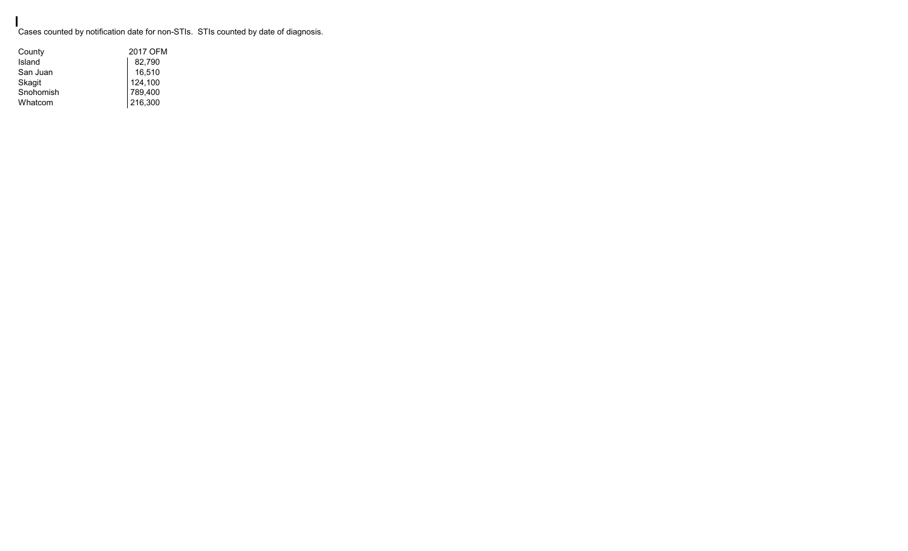Cases counted by notification date for non-STIs. STIs counted by date of diagnosis.

| County | 2017 OFM |
|---|---|
| Island | 82,790 |
| San Juan | 16,510 |
| Skagit | 124,100 |
| Snohomish | 789,400 |
| Whatcom | 216,300 |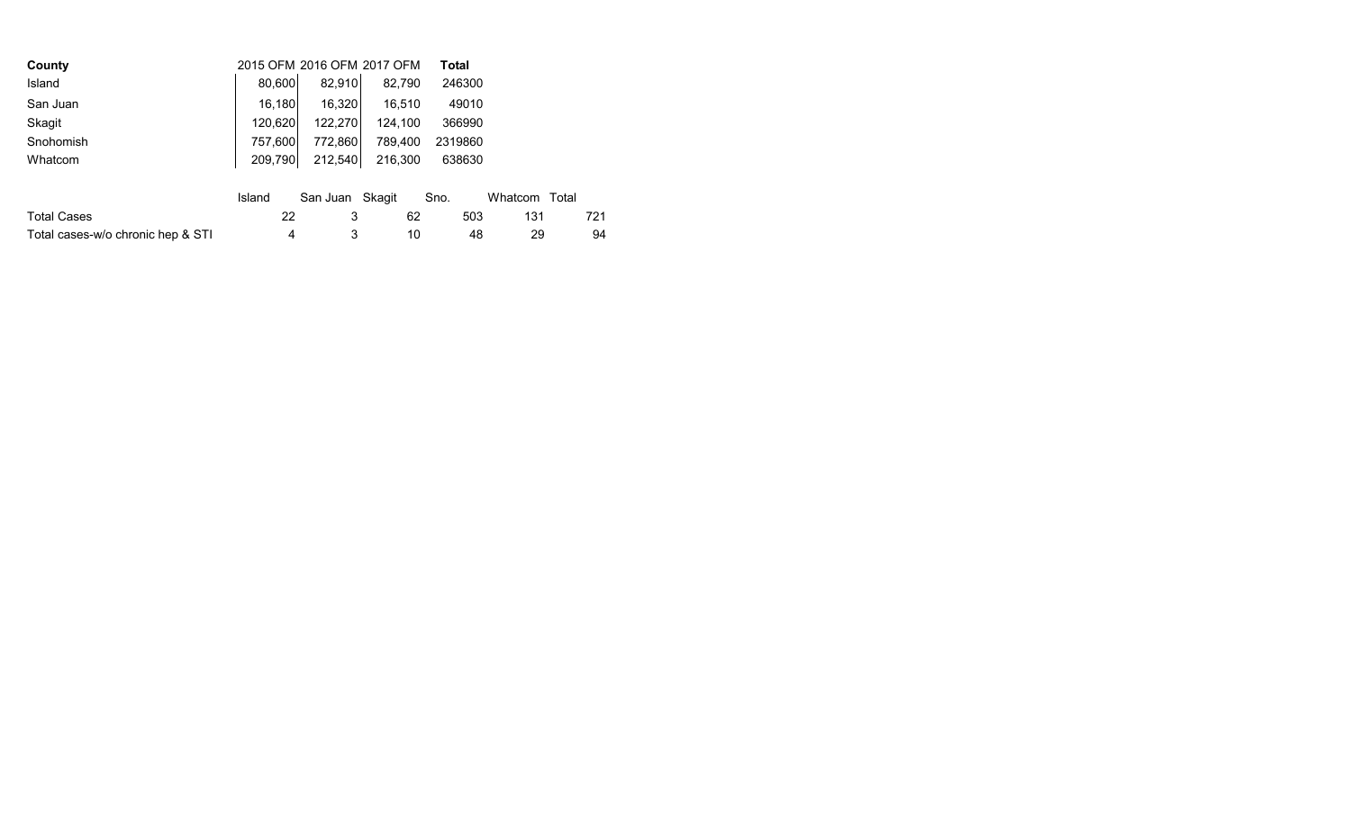| County | 2015 OFM | 2016 OFM | 2017 OFM | Total |
|---|---|---|---|---|
| Island | 80,600 | 82,910 | 82,790 | 246300 |
| San Juan | 16,180 | 16,320 | 16,510 | 49010 |
| Skagit | 120,620 | 122,270 | 124,100 | 366990 |
| Snohomish | 757,600 | 772,860 | 789,400 | 2319860 |
| Whatcom | 209,790 | 212,540 | 216,300 | 638630 |

| | Island | San Juan | Skagit | Sno. | Whatcom | Total |
|---|---|---|---|---|---|---|
| Total Cases | 22 | 3 | 62 | 503 | 131 | 721 |
| Total cases-w/o chronic hep & STI | 4 | 3 | 10 | 48 | 29 | 94 |